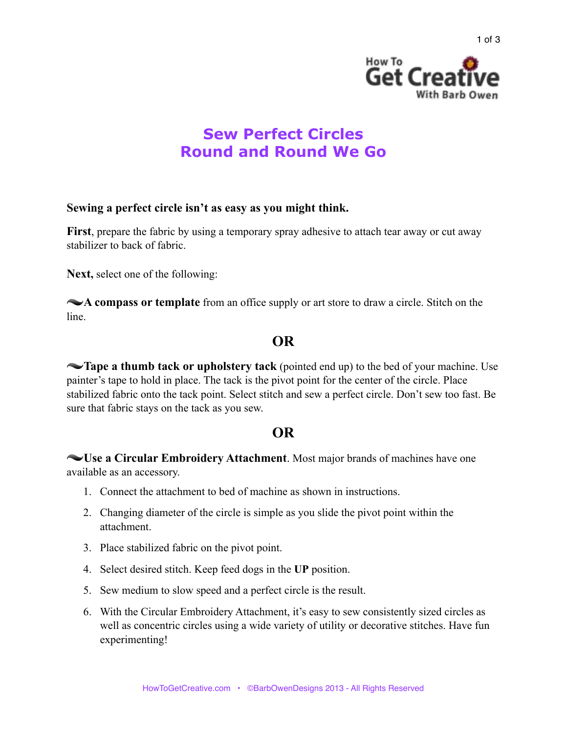# Sew Perfect Circles
# Round and Round We Go

**Sewing a perfect circle isn't as easy as you might think.**

**First**, prepare the fabric by using a temporary spray adhesive to attach tear away or cut away stabilizer to back of fabric.

**Next,** select one of the following:

**A compass or template** from an office supply or art store to draw a circle. Stitch on the line.

**OR**

**Tape a thumb tack or upholstery tack** (pointed end up) to the bed of your machine. Use painter's tape to hold in place. The tack is the pivot point for the center of the circle. Place stabilized fabric onto the tack point. Select stitch and sew a perfect circle. Don't sew too fast. Be sure that fabric stays on the tack as you sew.

**OR**

**Use a Circular Embroidery Attachment**. Most major brands of machines have one available as an accessory.

1. Connect the attachment to bed of machine as shown in instructions.
2. Changing diameter of the circle is simple as you slide the pivot point within the attachment.
3. Place stabilized fabric on the pivot point.
4. Select desired stitch. Keep feed dogs in the **UP** position.
5. Sew medium to slow speed and a perfect circle is the result.
6. With the Circular Embroidery Attachment, it's easy to sew consistently sized circles as well as concentric circles using a wide variety of utility or decorative stitches. Have fun experimenting!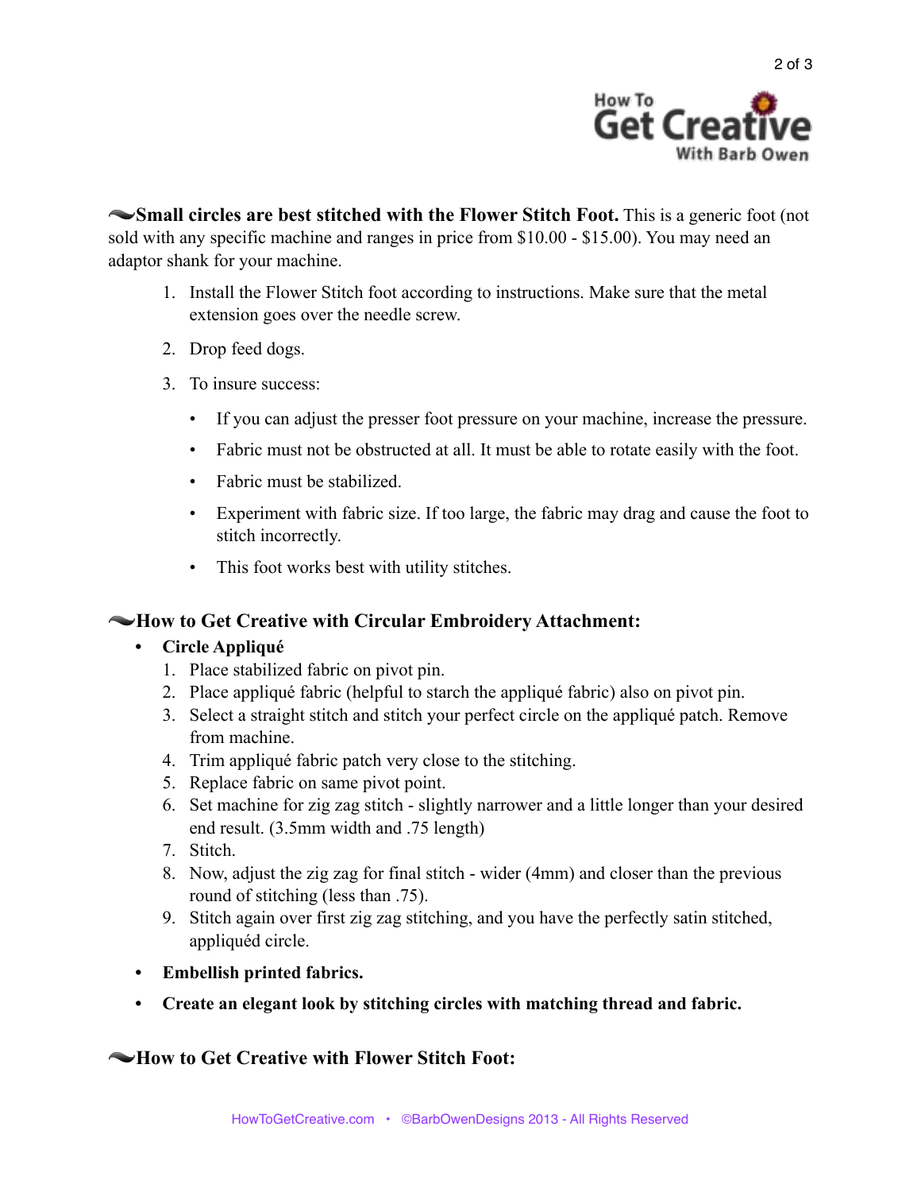**Small circles are best stitched with the Flower Stitch Foot.** This is a generic foot (not sold with any specific machine and ranges in price from $10.00 - $15.00). You may need an adaptor shank for your machine.

1. Install the Flower Stitch foot according to instructions. Make sure that the metal extension goes over the needle screw.
2. Drop feed dogs.
3. To insure success:
    - If you can adjust the presser foot pressure on your machine, increase the pressure.
    - Fabric must not be obstructed at all. It must be able to rotate easily with the foot.
    - Fabric must be stabilized.
    - Experiment with fabric size. If too large, the fabric may drag and cause the foot to stitch incorrectly.
    - This foot works best with utility stitches.

**How to Get Creative with Circular Embroidery Attachment:**

- **Circle Appliqué**
    1. Place stabilized fabric on pivot pin.
    2. Place appliqué fabric (helpful to starch the appliqué fabric) also on pivot pin.
    3. Select a straight stitch and stitch your perfect circle on the appliqué patch. Remove from machine.
    4. Trim appliqué fabric patch very close to the stitching.
    5. Replace fabric on same pivot point.
    6. Set machine for zig zag stitch - slightly narrower and a little longer than your desired end result. (3.5mm width and .75 length)
    7. Stitch.
    8. Now, adjust the zig zag for final stitch - wider (4mm) and closer than the previous round of stitching (less than .75).
    9. Stitch again over first zig zag stitching, and you have the perfectly satin stitched, appliquéd circle.
- **Embellish printed fabrics.**
- **Create an elegant look by stitching circles with matching thread and fabric.**

**How to Get Creative with Flower Stitch Foot:**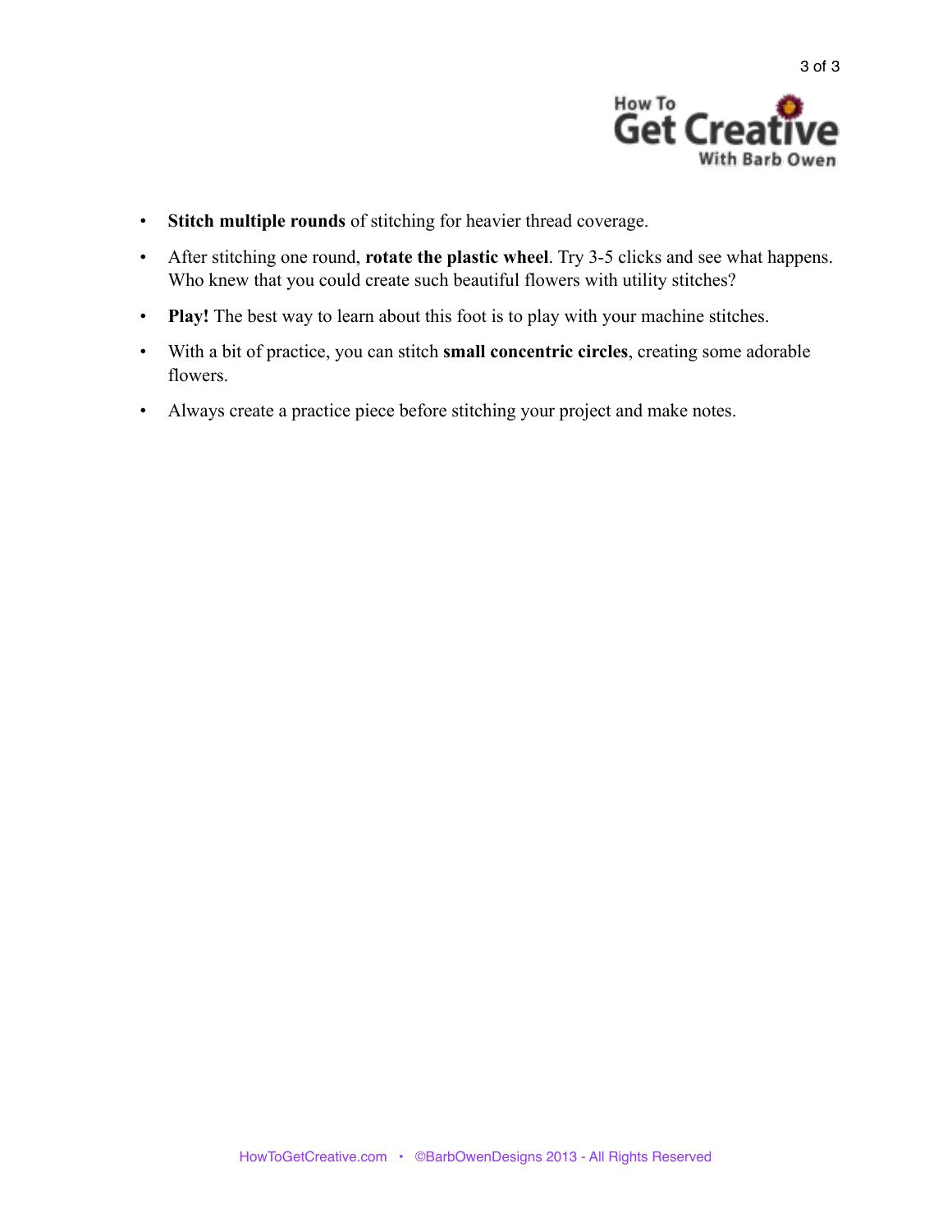- **Stitch multiple rounds** of stitching for heavier thread coverage.
- After stitching one round, **rotate the plastic wheel**. Try 3-5 clicks and see what happens. Who knew that you could create such beautiful flowers with utility stitches?
- **Play!** The best way to learn about this foot is to play with your machine stitches.
- With a bit of practice, you can stitch **small concentric circles**, creating some adorable flowers.
- Always create a practice piece before stitching your project and make notes.